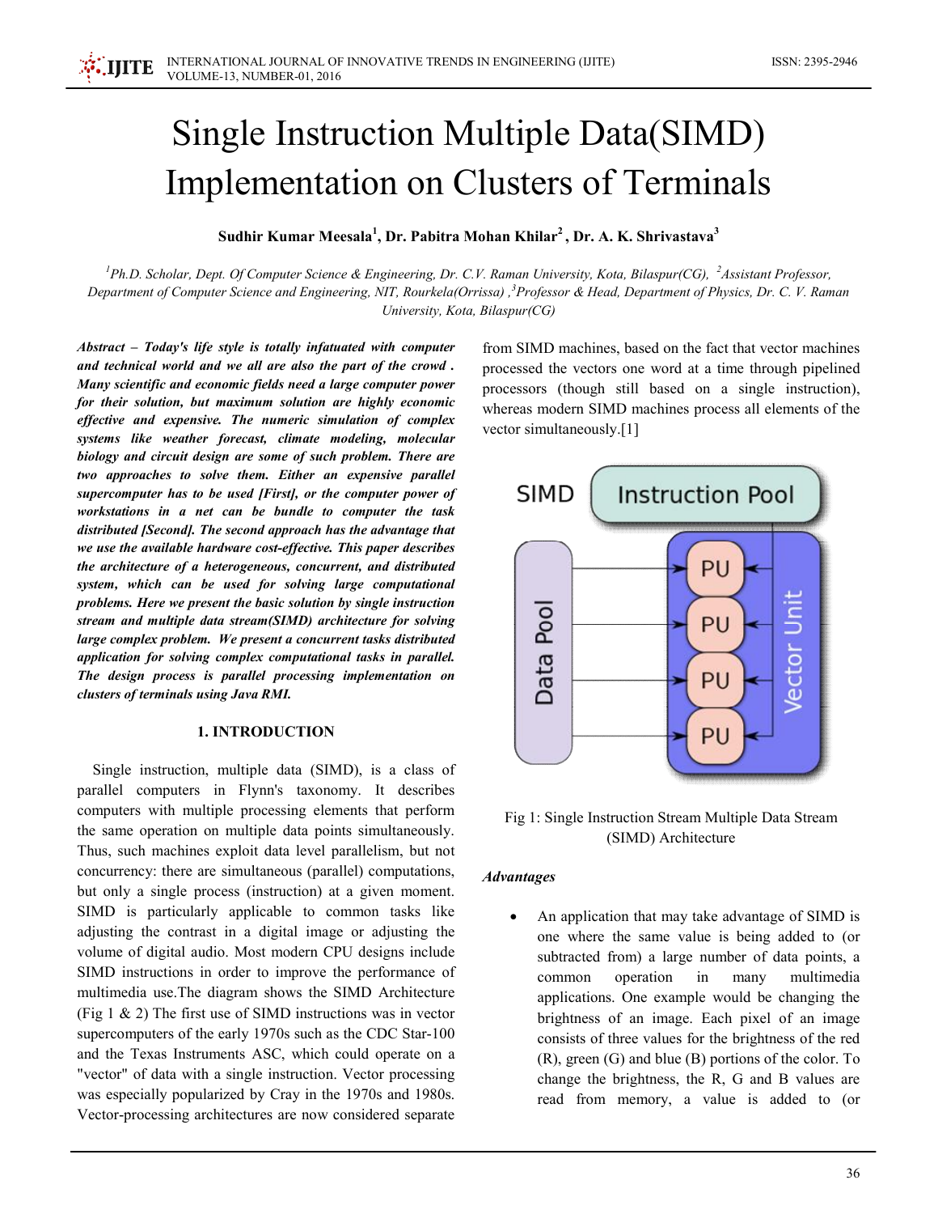# Single Instruction Multiple Data(SIMD) Implementation on Clusters of Terminals

**Sudhir Kumar Meesala[1], Dr. Pabitra Mohan Khilar[2] , Dr. A. K. Shrivastava[3]**

*[1]Ph.D. Scholar, Dept. Of Computer Science & Engineering, Dr. C.V. Raman University, Kota, Bilaspur(CG), [2]Assistant Professor, Department of Computer Science and Engineering, NIT, Rourkela(Orrissa) ,[3]Professor & Head, Department of Physics, Dr. C. V. Raman University, Kota, Bilaspur(CG)*

***Abstract – Today's life style is totally infatuated with computer and technical world and we all are also the part of the crowd . Many scientific and economic fields need a large computer power for their solution, but maximum solution are highly economic effective and expensive. The numeric simulation of complex systems like weather forecast, climate modeling, molecular biology and circuit design are some of such problem. There are two approaches to solve them. Either an expensive parallel supercomputer has to be used [First], or the computer power of workstations in a net can be bundle to computer the task distributed [Second]. The second approach has the advantage that we use the available hardware cost-effective. This paper describes the architecture of a heterogeneous, concurrent, and distributed system, which can be used for solving large computational problems. Here we present the basic solution by single instruction stream and multiple data stream(SIMD) architecture for solving large complex problem. We present a concurrent tasks distributed application for solving complex computational tasks in parallel. The design process is parallel processing implementation on clusters of terminals using Java RMI.***

## 1. INTRODUCTION

Single instruction, multiple data (SIMD), is a class of parallel computers in Flynn's taxonomy. It describes computers with multiple processing elements that perform the same operation on multiple data points simultaneously. Thus, such machines exploit data level parallelism, but not concurrency: there are simultaneous (parallel) computations, but only a single process (instruction) at a given moment. SIMD is particularly applicable to common tasks like adjusting the contrast in a digital image or adjusting the volume of digital audio. Most modern CPU designs include SIMD instructions in order to improve the performance of multimedia use.The diagram shows the SIMD Architecture (Fig 1 & 2) The first use of SIMD instructions was in vector supercomputers of the early 1970s such as the CDC Star-100 and the Texas Instruments ASC, which could operate on a "vector" of data with a single instruction. Vector processing was especially popularized by Cray in the 1970s and 1980s. Vector-processing architectures are now considered separate from SIMD machines, based on the fact that vector machines processed the vectors one word at a time through pipelined processors (though still based on a single instruction), whereas modern SIMD machines process all elements of the vector simultaneously.[1]

Fig 1: Single Instruction Stream Multiple Data Stream (SIMD) Architecture

### *Advantages*

- An application that may take advantage of SIMD is one where the same value is being added to (or subtracted from) a large number of data points, a common operation in many multimedia applications. One example would be changing the brightness of an image. Each pixel of an image consists of three values for the brightness of the red (R), green (G) and blue (B) portions of the color. To change the brightness, the R, G and B values are read from memory, a value is added to (or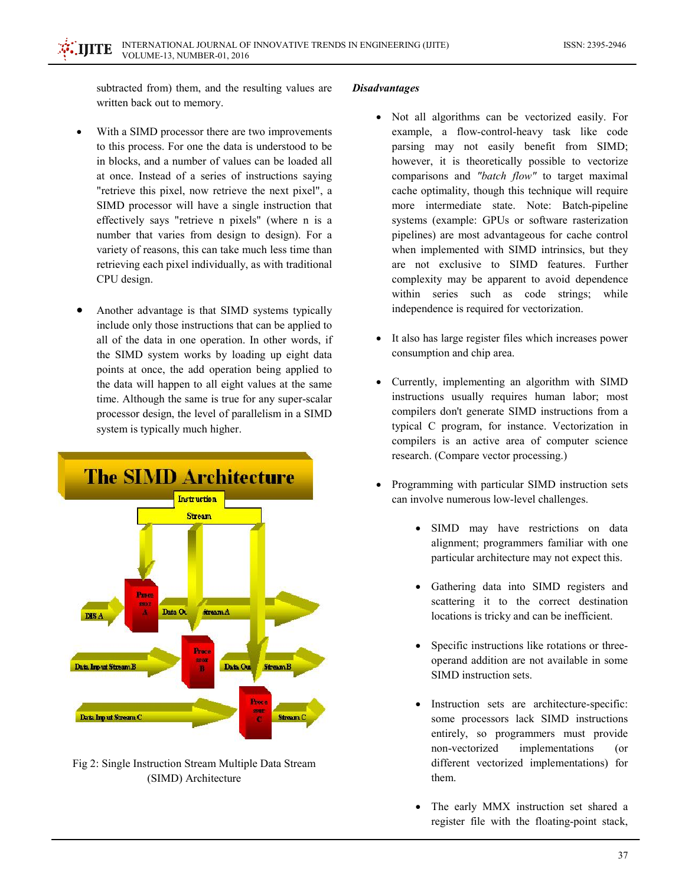subtracted from) them, and the resulting values are written back out to memory.

- With a SIMD processor there are two improvements to this process. For one the data is understood to be in blocks, and a number of values can be loaded all at once. Instead of a series of instructions saying "retrieve this pixel, now retrieve the next pixel", a SIMD processor will have a single instruction that effectively says "retrieve n pixels" (where n is a number that varies from design to design). For a variety of reasons, this can take much less time than retrieving each pixel individually, as with traditional CPU design.

- Another advantage is that SIMD systems typically include only those instructions that can be applied to all of the data in one operation. In other words, if the SIMD system works by loading up eight data points at once, the add operation being applied to the data will happen to all eight values at the same time. Although the same is true for any super-scalar processor design, the level of parallelism in a SIMD system is typically much higher.

Fig 2: Single Instruction Stream Multiple Data Stream (SIMD) Architecture

***Disadvantages***

- Not all algorithms can be vectorized easily. For example, a flow-control-heavy task like code parsing may not easily benefit from SIMD; however, it is theoretically possible to vectorize comparisons and *"batch flow"* to target maximal cache optimality, though this technique will require more intermediate state. Note: Batch-pipeline systems (example: GPUs or software rasterization pipelines) are most advantageous for cache control when implemented with SIMD intrinsics, but they are not exclusive to SIMD features. Further complexity may be apparent to avoid dependence within series such as code strings; while independence is required for vectorization.

- It also has large register files which increases power consumption and chip area.

- Currently, implementing an algorithm with SIMD instructions usually requires human labor; most compilers don't generate SIMD instructions from a typical C program, for instance. Vectorization in compilers is an active area of computer science research. (Compare vector processing.)

- Programming with particular SIMD instruction sets can involve numerous low-level challenges.

    - SIMD may have restrictions on data alignment; programmers familiar with one particular architecture may not expect this.

    - Gathering data into SIMD registers and scattering it to the correct destination locations is tricky and can be inefficient.

    - Specific instructions like rotations or three-operand addition are not available in some SIMD instruction sets.

    - Instruction sets are architecture-specific: some processors lack SIMD instructions entirely, so programmers must provide non-vectorized implementations (or different vectorized implementations) for them.

    - The early MMX instruction set shared a register file with the floating-point stack,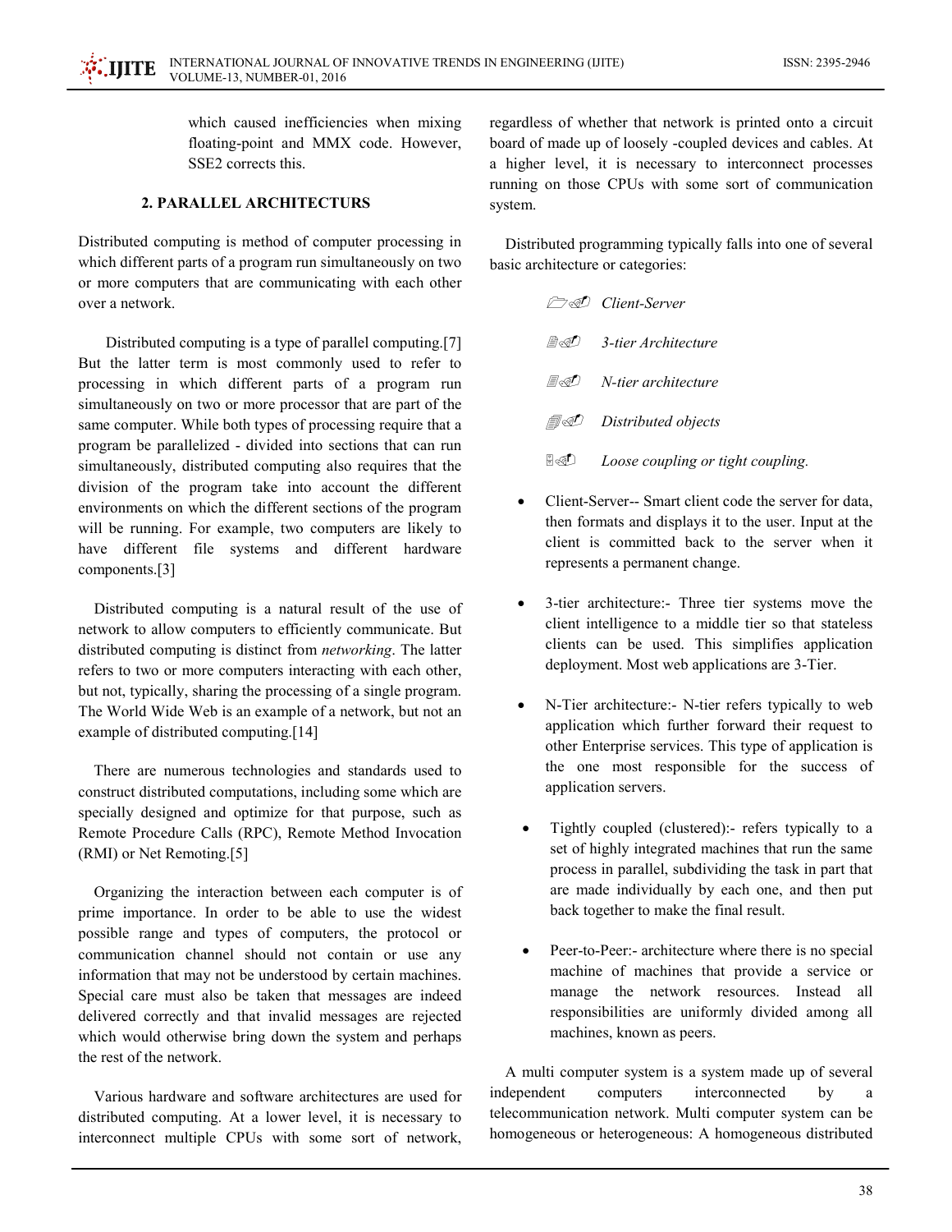which caused inefficiencies when mixing floating-point and MMX code. However, SSE2 corrects this.

## 2. PARALLEL ARCHITECTURS

Distributed computing is method of computer processing in which different parts of a program run simultaneously on two or more computers that are communicating with each other over a network.

Distributed computing is a type of parallel computing.[7] But the latter term is most commonly used to refer to processing in which different parts of a program run simultaneously on two or more processor that are part of the same computer. While both types of processing require that a program be parallelized - divided into sections that can run simultaneously, distributed computing also requires that the division of the program take into account the different environments on which the different sections of the program will be running. For example, two computers are likely to have different file systems and different hardware components.[3]

Distributed computing is a natural result of the use of network to allow computers to efficiently communicate. But distributed computing is distinct from *networking*. The latter refers to two or more computers interacting with each other, but not, typically, sharing the processing of a single program. The World Wide Web is an example of a network, but not an example of distributed computing.[14]

There are numerous technologies and standards used to construct distributed computations, including some which are specially designed and optimize for that purpose, such as Remote Procedure Calls (RPC), Remote Method Invocation (RMI) or Net Remoting.[5]

Organizing the interaction between each computer is of prime importance. In order to be able to use the widest possible range and types of computers, the protocol or communication channel should not contain or use any information that may not be understood by certain machines. Special care must also be taken that messages are indeed delivered correctly and that invalid messages are rejected which would otherwise bring down the system and perhaps the rest of the network.

Various hardware and software architectures are used for distributed computing. At a lower level, it is necessary to interconnect multiple CPUs with some sort of network, regardless of whether that network is printed onto a circuit board of made up of loosely -coupled devices and cables. At a higher level, it is necessary to interconnect processes running on those CPUs with some sort of communication system.

Distributed programming typically falls into one of several basic architecture or categories:

- *Client-Server*
- *3-tier Architecture*
- *N-tier architecture*
- *Distributed objects*
- *Loose coupling or tight coupling.*

- Client-Server-- Smart client code the server for data, then formats and displays it to the user. Input at the client is committed back to the server when it represents a permanent change.
- 3-tier architecture:- Three tier systems move the client intelligence to a middle tier so that stateless clients can be used. This simplifies application deployment. Most web applications are 3-Tier.
- N-Tier architecture:- N-tier refers typically to web application which further forward their request to other Enterprise services. This type of application is the one most responsible for the success of application servers.
- Tightly coupled (clustered):- refers typically to a set of highly integrated machines that run the same process in parallel, subdividing the task in part that are made individually by each one, and then put back together to make the final result.
- Peer-to-Peer:- architecture where there is no special machine of machines that provide a service or manage the network resources. Instead all responsibilities are uniformly divided among all machines, known as peers.

A multi computer system is a system made up of several independent computers interconnected by a telecommunication network. Multi computer system can be homogeneous or heterogeneous: A homogeneous distributed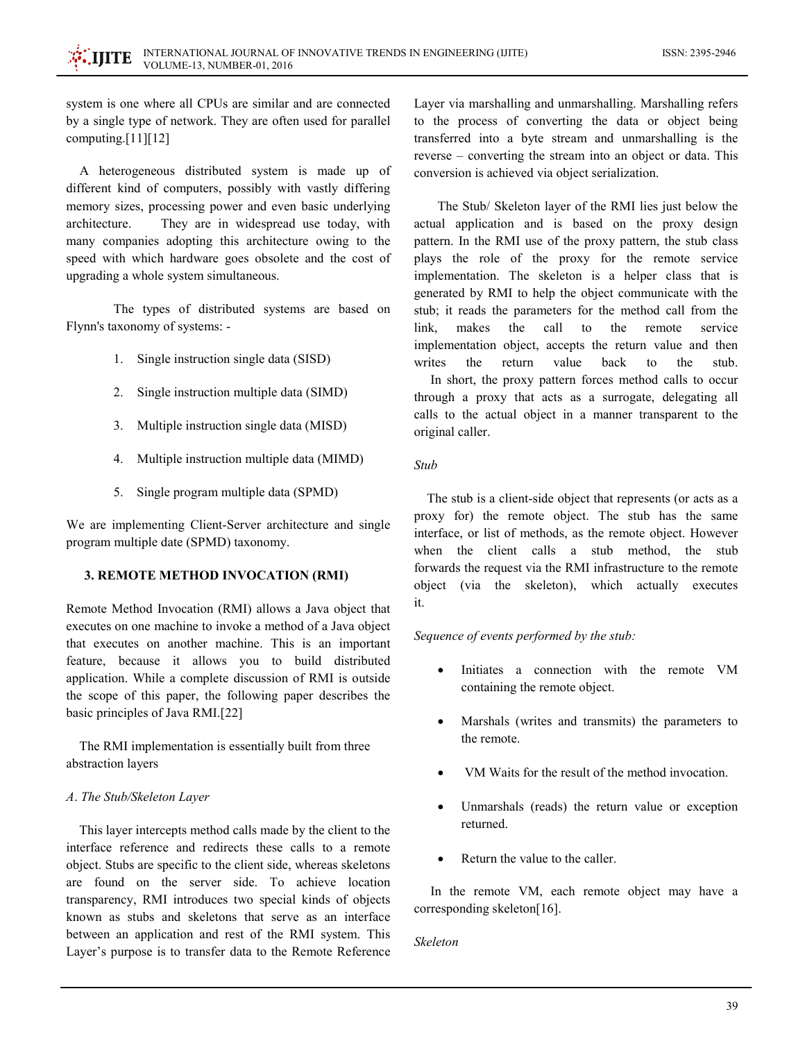system is one where all CPUs are similar and are connected by a single type of network. They are often used for parallel computing.[11][12]

A heterogeneous distributed system is made up of different kind of computers, possibly with vastly differing memory sizes, processing power and even basic underlying architecture. They are in widespread use today, with many companies adopting this architecture owing to the speed with which hardware goes obsolete and the cost of upgrading a whole system simultaneous.

The types of distributed systems are based on Flynn's taxonomy of systems: -

1. Single instruction single data (SISD)
2. Single instruction multiple data (SIMD)
3. Multiple instruction single data (MISD)
4. Multiple instruction multiple data (MIMD)
5. Single program multiple data (SPMD)

We are implementing Client-Server architecture and single program multiple date (SPMD) taxonomy.

## 3. REMOTE METHOD INVOCATION (RMI)

Remote Method Invocation (RMI) allows a Java object that executes on one machine to invoke a method of a Java object that executes on another machine. This is an important feature, because it allows you to build distributed application. While a complete discussion of RMI is outside the scope of this paper, the following paper describes the basic principles of Java RMI.[22]

The RMI implementation is essentially built from three abstraction layers

### *A. The Stub/Skeleton Layer*

This layer intercepts method calls made by the client to the interface reference and redirects these calls to a remote object. Stubs are specific to the client side, whereas skeletons are found on the server side. To achieve location transparency, RMI introduces two special kinds of objects known as stubs and skeletons that serve as an interface between an application and rest of the RMI system. This Layer's purpose is to transfer data to the Remote Reference Layer via marshalling and unmarshalling. Marshalling refers to the process of converting the data or object being transferred into a byte stream and unmarshalling is the reverse – converting the stream into an object or data. This conversion is achieved via object serialization.

The Stub/ Skeleton layer of the RMI lies just below the actual application and is based on the proxy design pattern. In the RMI use of the proxy pattern, the stub class plays the role of the proxy for the remote service implementation. The skeleton is a helper class that is generated by RMI to help the object communicate with the stub; it reads the parameters for the method call from the link, makes the call to the remote service implementation object, accepts the return value and then writes the return value back to the stub. In short, the proxy pattern forces method calls to occur through a proxy that acts as a surrogate, delegating all calls to the actual object in a manner transparent to the original caller.

*Stub*

The stub is a client-side object that represents (or acts as a proxy for) the remote object. The stub has the same interface, or list of methods, as the remote object. However when the client calls a stub method, the stub forwards the request via the RMI infrastructure to the remote object (via the skeleton), which actually executes it.

*Sequence of events performed by the stub:*

- Initiates a connection with the remote VM containing the remote object.
- Marshals (writes and transmits) the parameters to the remote.
- VM Waits for the result of the method invocation.
- Unmarshals (reads) the return value or exception returned.
- Return the value to the caller.

In the remote VM, each remote object may have a corresponding skeleton[16].

*Skeleton*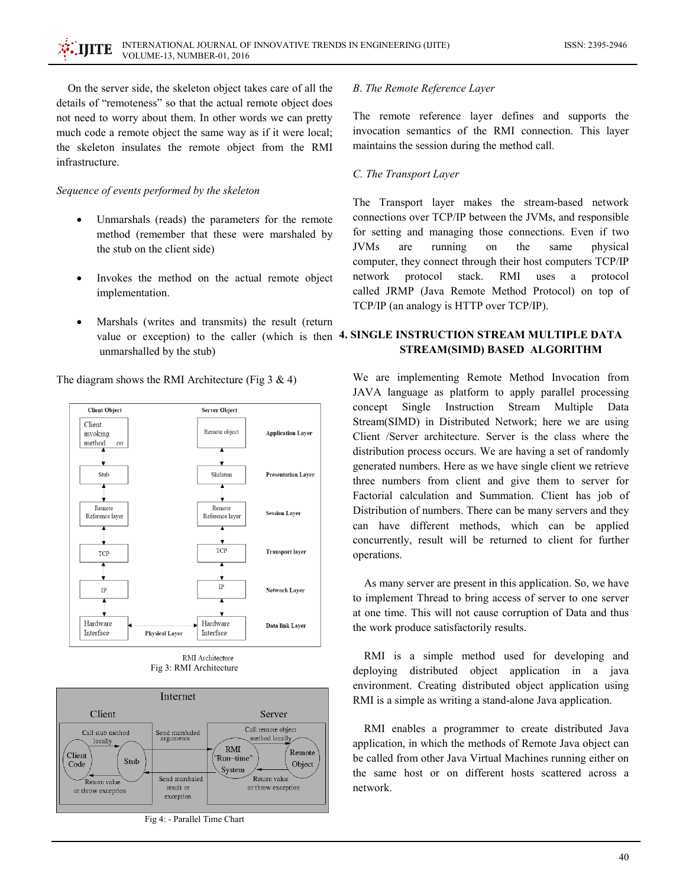On the server side, the skeleton object takes care of all the details of "remoteness" so that the actual remote object does not need to worry about them. In other words we can pretty much code a remote object the same way as if it were local; the skeleton insulates the remote object from the RMI infrastructure.

*Sequence of events performed by the skeleton*

- Unmarshals (reads) the parameters for the remote method (remember that these were marshaled by the stub on the client side)
- Invokes the method on the actual remote object implementation.
- Marshals (writes and transmits) the result (return value or exception) to the caller (which is then unmarshalled by the stub)

The diagram shows the RMI Architecture (Fig 3 & 4)

RMI Architecture

Fig 3: RMI Architecture

Fig 4: - Parallel Time Chart

*B. The Remote Reference Layer*

The remote reference layer defines and supports the invocation semantics of the RMI connection. This layer maintains the session during the method call.

*C. The Transport Layer*

The Transport layer makes the stream-based network connections over TCP/IP between the JVMs, and responsible for setting and managing those connections. Even if two JVMs are running on the same physical computer, they connect through their host computers TCP/IP network protocol stack. RMI uses a protocol called JRMP (Java Remote Method Protocol) on top of TCP/IP (an analogy is HTTP over TCP/IP).

## 4. SINGLE INSTRUCTION STREAM MULTIPLE DATA STREAM(SIMD) BASED ALGORITHM

We are implementing Remote Method Invocation from JAVA language as platform to apply parallel processing concept Single Instruction Stream Multiple Data Stream(SIMD) in Distributed Network; here we are using Client /Server architecture. Server is the class where the distribution process occurs. We are having a set of randomly generated numbers. Here as we have single client we retrieve three numbers from client and give them to server for Factorial calculation and Summation. Client has job of Distribution of numbers. There can be many servers and they can have different methods, which can be applied concurrently, result will be returned to client for further operations.

As many server are present in this application. So, we have to implement Thread to bring access of server to one server at one time. This will not cause corruption of Data and thus the work produce satisfactorily results.

RMI is a simple method used for developing and deploying distributed object application in a java environment. Creating distributed object application using RMI is a simple as writing a stand-alone Java application.

RMI enables a programmer to create distributed Java application, in which the methods of Remote Java object can be called from other Java Virtual Machines running either on the same host or on different hosts scattered across a network.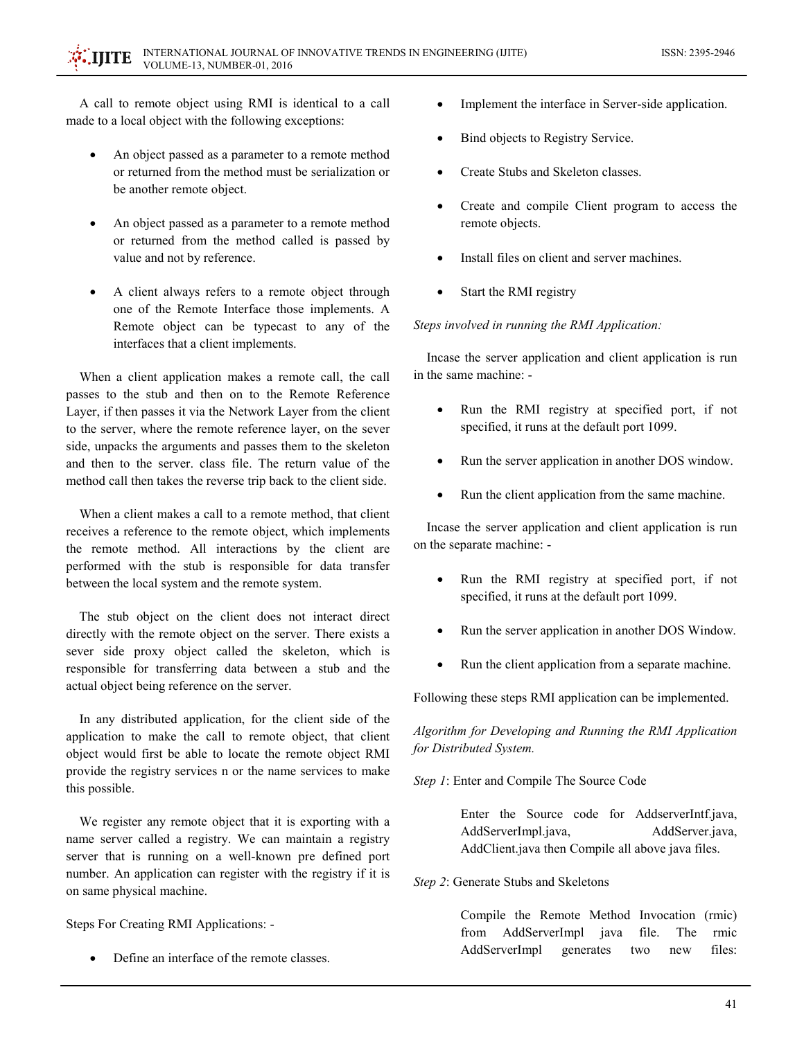A call to remote object using RMI is identical to a call made to a local object with the following exceptions:

- An object passed as a parameter to a remote method or returned from the method must be serialization or be another remote object.
- An object passed as a parameter to a remote method or returned from the method called is passed by value and not by reference.
- A client always refers to a remote object through one of the Remote Interface those implements. A Remote object can be typecast to any of the interfaces that a client implements.

When a client application makes a remote call, the call passes to the stub and then on to the Remote Reference Layer, if then passes it via the Network Layer from the client to the server, where the remote reference layer, on the sever side, unpacks the arguments and passes them to the skeleton and then to the server. class file. The return value of the method call then takes the reverse trip back to the client side.

When a client makes a call to a remote method, that client receives a reference to the remote object, which implements the remote method. All interactions by the client are performed with the stub is responsible for data transfer between the local system and the remote system.

The stub object on the client does not interact direct directly with the remote object on the server. There exists a sever side proxy object called the skeleton, which is responsible for transferring data between a stub and the actual object being reference on the server.

In any distributed application, for the client side of the application to make the call to remote object, that client object would first be able to locate the remote object RMI provide the registry services n or the name services to make this possible.

We register any remote object that it is exporting with a name server called a registry. We can maintain a registry server that is running on a well-known pre defined port number. An application can register with the registry if it is on same physical machine.

Steps For Creating RMI Applications: -

- Define an interface of the remote classes.
- Implement the interface in Server-side application.
- Bind objects to Registry Service.
- Create Stubs and Skeleton classes.
- Create and compile Client program to access the remote objects.
- Install files on client and server machines.
- Start the RMI registry

*Steps involved in running the RMI Application:*

Incase the server application and client application is run in the same machine: -

- Run the RMI registry at specified port, if not specified, it runs at the default port 1099.
- Run the server application in another DOS window.
- Run the client application from the same machine.

Incase the server application and client application is run on the separate machine: -

- Run the RMI registry at specified port, if not specified, it runs at the default port 1099.
- Run the server application in another DOS Window.
- Run the client application from a separate machine.

Following these steps RMI application can be implemented.

*Algorithm for Developing and Running the RMI Application for Distributed System.*

*Step 1*: Enter and Compile The Source Code

> Enter the Source code for AddserverIntf.java, AddServerImpl.java, AddServer.java, AddClient.java then Compile all above java files.

*Step 2*: Generate Stubs and Skeletons

> Compile the Remote Method Invocation (rmic) from AddServerImpl java file. The rmic AddServerImpl generates two new files: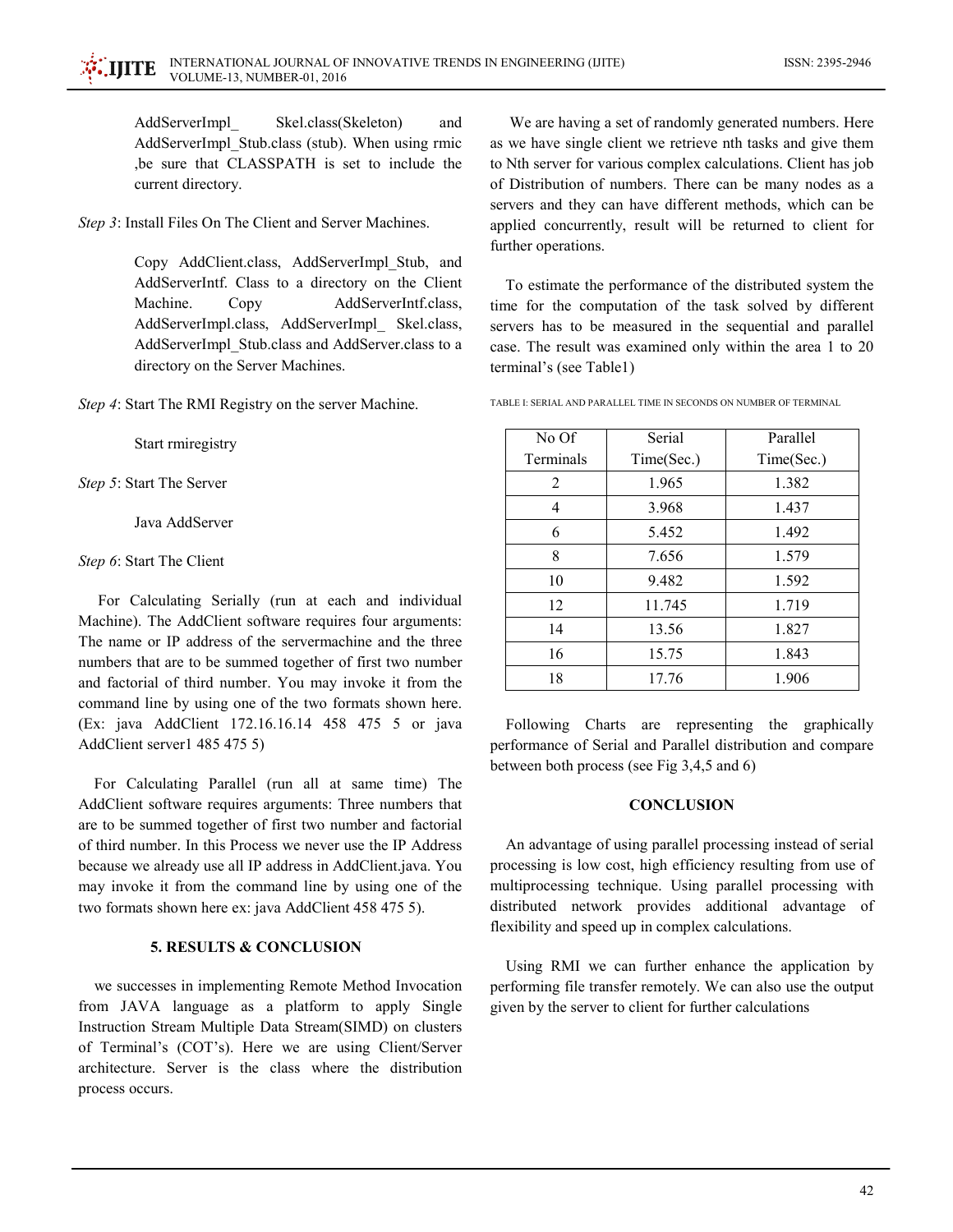AddServerImpl_ Skel.class(Skeleton) and AddServerImpl_Stub.class (stub). When using rmic ,be sure that CLASSPATH is set to include the current directory.

*Step 3*: Install Files On The Client and Server Machines.

Copy AddClient.class, AddServerImpl_Stub, and AddServerIntf. Class to a directory on the Client Machine. Copy AddServerIntf.class, AddServerImpl.class, AddServerImpl_ Skel.class, AddServerImpl_Stub.class and AddServer.class to a directory on the Server Machines.

*Step 4*: Start The RMI Registry on the server Machine.

Start rmiregistry

*Step 5*: Start The Server

Java AddServer

*Step 6*: Start The Client

For Calculating Serially (run at each and individual Machine). The AddClient software requires four arguments: The name or IP address of the servermachine and the three numbers that are to be summed together of first two number and factorial of third number. You may invoke it from the command line by using one of the two formats shown here. (Ex: java AddClient 172.16.16.14 458 475 5 or java AddClient server1 485 475 5)

For Calculating Parallel (run all at same time) The AddClient software requires arguments: Three numbers that are to be summed together of first two number and factorial of third number. In this Process we never use the IP Address because we already use all IP address in AddClient.java. You may invoke it from the command line by using one of the two formats shown here ex: java AddClient 458 475 5).

## 5. RESULTS & CONCLUSION

we successes in implementing Remote Method Invocation from JAVA language as a platform to apply Single Instruction Stream Multiple Data Stream(SIMD) on clusters of Terminal's (COT's). Here we are using Client/Server architecture. Server is the class where the distribution process occurs.

We are having a set of randomly generated numbers. Here as we have single client we retrieve nth tasks and give them to Nth server for various complex calculations. Client has job of Distribution of numbers. There can be many nodes as a servers and they can have different methods, which can be applied concurrently, result will be returned to client for further operations.

To estimate the performance of the distributed system the time for the computation of the task solved by different servers has to be measured in the sequential and parallel case. The result was examined only within the area 1 to 20 terminal's (see Table1)

TABLE I: SERIAL AND PARALLEL TIME IN SECONDS ON NUMBER OF TERMINAL

| No Of Terminals | Serial Time(Sec.) | Parallel Time(Sec.) |
|---|---|---|
| 2 | 1.965 | 1.382 |
| 4 | 3.968 | 1.437 |
| 6 | 5.452 | 1.492 |
| 8 | 7.656 | 1.579 |
| 10 | 9.482 | 1.592 |
| 12 | 11.745 | 1.719 |
| 14 | 13.56 | 1.827 |
| 16 | 15.75 | 1.843 |
| 18 | 17.76 | 1.906 |

Following Charts are representing the graphically performance of Serial and Parallel distribution and compare between both process (see Fig 3,4,5 and 6)

### CONCLUSION

An advantage of using parallel processing instead of serial processing is low cost, high efficiency resulting from use of multiprocessing technique. Using parallel processing with distributed network provides additional advantage of flexibility and speed up in complex calculations.

Using RMI we can further enhance the application by performing file transfer remotely. We can also use the output given by the server to client for further calculations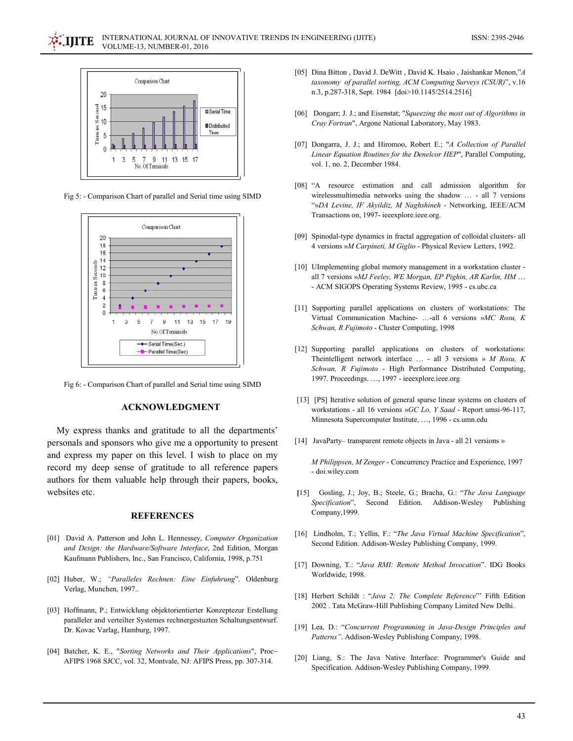Fig 5: - Comparison Chart of parallel and Serial time using SIMD

Fig 6: - Comparison Chart of parallel and Serial time using SIMD

## ACKNOWLEDGMENT

My express thanks and gratitude to all the departments' personals and sponsors who give me a opportunity to present and express my paper on this level. I wish to place on my record my deep sense of gratitude to all reference papers authors for them valuable help through their papers, books, websites etc.

## REFERENCES

[01] David A. Patterson and John L. Hennessey, *Computer Organization and Design: the Hardware/Software Interface*, 2nd Edition, Morgan Kaufmann Publishers, Inc., San Francisco, California, 1998, p.751

[02] Huber, W.; *"Paralleles Rechnen: Eine Einfuhrung*". Oldenburg Verlag, Munchen, 1997..

[03] Hoffmann, P.; Entwicklung objektorientierter Konzeptezur Erstellung paralleler and verteilter Systemes rechnergestuzten Schaltungsentwurf. Dr. Kovac Varlag, Hamburg, 1997.

[04] Batcher, K. E., "*Sorting Networks and Their Applications*", Proc~ AFIPS 1968 SJCC, vol. 32, Montvale, NJ: AFIPS Press, pp. 307-314.

[05] Dina Bitton , David J. DeWitt , David K. Hsaio , Jaishankar Menon,"*A taxonomy of parallel sorting, ACM Computing Surveys (CSUR)*", v.16 n.3, p.287-318, Sept. 1984 [doi>10.1145/2514.2516]

[06] Dongarr; J. J.; and Eisenstat; "*Squeezing the most out of Algorithms in Cray Fortran*", Argone National Laboratory, May 1983.

[07] Dongarra, J. J.; and Hiromoo, Robert E.; "*A Collection of Parallel Linear Equation Routines for the Denelcor HEP*", Parallel Computing, vol. 1, no. 2, December 1984.

[08] "A resource estimation and call admission algorithm for wirelessmultimedia networks using the shadow … - all 7 versions "»*DA Levine, IF Akyildiz, M Naghshineh* - Networking, IEEE/ACM Transactions on, 1997- ieeexplore.ieee.org.

[09] Spinodal-type dynamics in fractal aggregation of colloidal clusters- all 4 versions »*M Carpineti, M Giglio* - Physical Review Letters, 1992.

[10] UImplementing global memory management in a workstation cluster - all 7 versions »*MJ Feeley, WE Morgan, EP Pighin, AR Karlin, HM* … - ACM SIGOPS Operating Systems Review, 1995 - cs.ubc.ca

[11] Supporting parallel applications on clusters of workstations: The Virtual Communication Machine- …-all 6 versions »*MC Rosu, K Schwan, R Fujimoto* - Cluster Computing, 1998

[12] Supporting parallel applications on clusters of workstations: Theintelligent network interface … - all 3 versions » *M Rosu, K Schwan, R Fujimoto* - High Performance Distributed Computing, 1997. Proceedings. …, 1997 - ieeexplore.ieee.org

[13] [PS] Iterative solution of general sparse linear systems on clusters of workstations - all 16 versions »*GC Lo, Y Saad* - Report umsi-96-117, Minnesota Supercomputer Institute, …, 1996 - cs.umn.edu

[14] JavaParty– transparent remote objects in Java - all 21 versions »

*M Philippsen, M Zenger* - Concurrency Practice and Experience, 1997 - doi.wiley.com

[15] Gosling, J.; Joy, B.; Steele, G.; Bracha, G.: "*The Java Language Specification*", Second Edition. Addison-Wesley Publishing Company,1999.

[16] Lindholm, T.; Yellin, F.: "*The Java Virtual Machine Specification*", Second Edition. Addison-Wesley Publishing Company, 1999.

[17] Downing, T.: "*Java RMI: Remote Method Invocation*". IDG Books Worldwide, 1998.

[18] Herbert Schildt : "*Java 2: The Complete Reference*"' Fifth Edition 2002 . Tata McGraw-Hill Publishing Company Limited New Delhi.

[19] Lea, D.: "*Concurrent Programming in Java-Design Principles and Patterns"*. Addison-Wesley Publishing Company, 1998.

[20] Liang, S.: The Java Native Interface: Programmer's Guide and Specification. Addison-Wesley Publishing Company, 1999.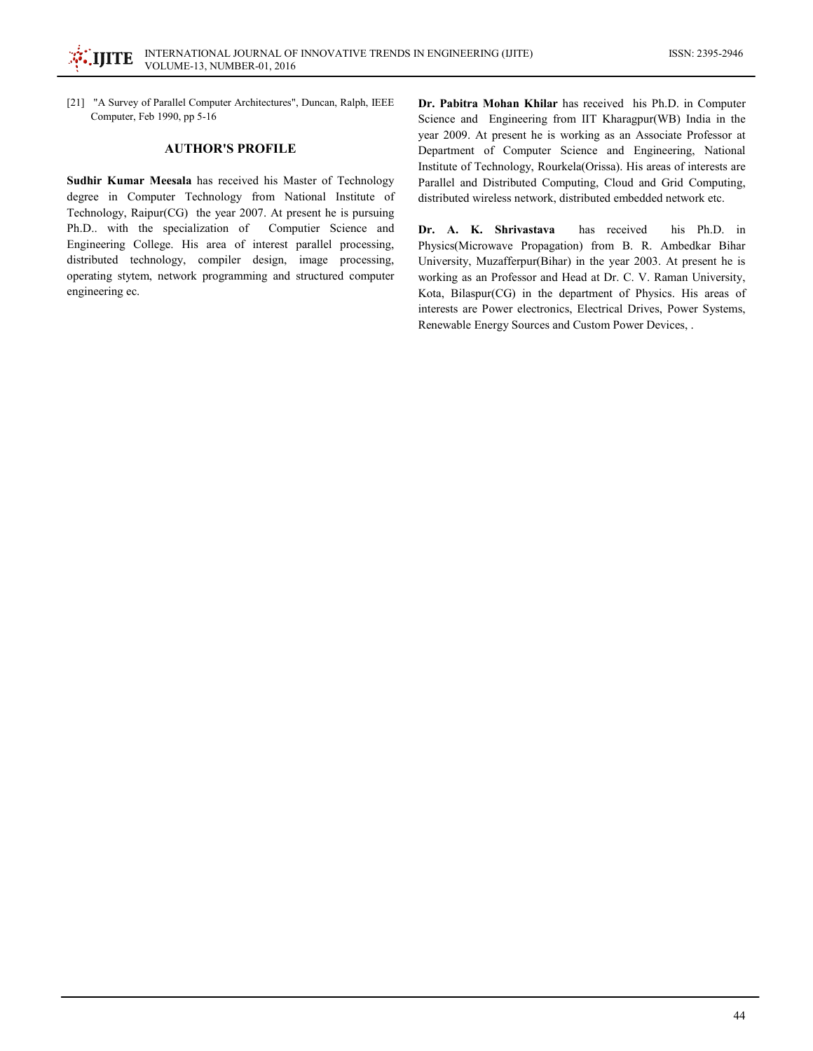[21] "A Survey of Parallel Computer Architectures", Duncan, Ralph, IEEE Computer, Feb 1990, pp 5-16

## AUTHOR'S PROFILE

**Sudhir Kumar Meesala** has received his Master of Technology degree in Computer Technology from National Institute of Technology, Raipur(CG) the year 2007. At present he is pursuing Ph.D.. with the specialization of Computier Science and Engineering College. His area of interest parallel processing, distributed technology, compiler design, image processing, operating stytem, network programming and structured computer engineering ec.

**Dr. Pabitra Mohan Khilar** has received his Ph.D. in Computer Science and Engineering from IIT Kharagpur(WB) India in the year 2009. At present he is working as an Associate Professor at Department of Computer Science and Engineering, National Institute of Technology, Rourkela(Orissa). His areas of interests are Parallel and Distributed Computing, Cloud and Grid Computing, distributed wireless network, distributed embedded network etc.

**Dr. A. K. Shrivastava** has received his Ph.D. in Physics(Microwave Propagation) from B. R. Ambedkar Bihar University, Muzafferpur(Bihar) in the year 2003. At present he is working as an Professor and Head at Dr. C. V. Raman University, Kota, Bilaspur(CG) in the department of Physics. His areas of interests are Power electronics, Electrical Drives, Power Systems, Renewable Energy Sources and Custom Power Devices, .